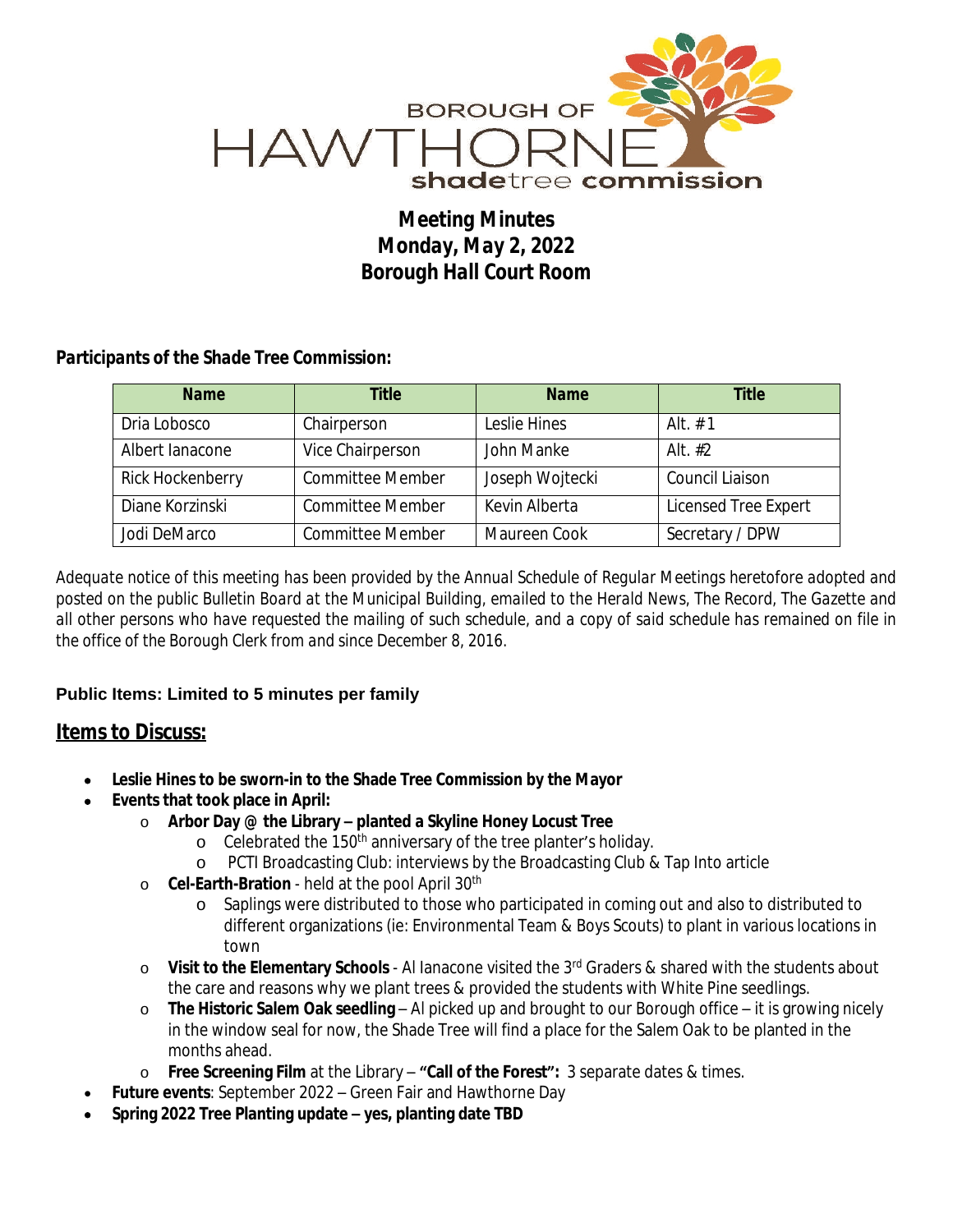BOROUGH OF HAWTHORNE shadetree commission

# Meeting Minutes
# Monday, May 2, 2022
# Borough Hall Court Room

**Participants of the Shade Tree Commission:**

| Name | Title | Name | Title |
|---|---|---|---|
| Dria Lobosco | Chairperson | Leslie Hines | Alt. # 1 |
| Albert Ianacone | Vice Chairperson | John Manke | Alt. #2 |
| Rick Hockenberry | Committee Member | Joseph Wojtecki | Council Liaison |
| Diane Korzinski | Committee Member | Kevin Alberta | Licensed Tree Expert |
| Jodi DeMarco | Committee Member | Maureen Cook | Secretary / DPW |

*Adequate notice of this meeting has been provided by the Annual Schedule of Regular Meetings heretofore adopted and posted on the public Bulletin Board at the Municipal Building, emailed to the Herald News, The Record, The Gazette and all other persons who have requested the mailing of such schedule, and a copy of said schedule has remained on file in the office of the Borough Clerk from and since December 8, 2016.*

**Public Items: Limited to 5 minutes per family**

## Items to Discuss:

- **Leslie Hines to be sworn-in to the Shade Tree Commission by the Mayor**
- **Events that took place in April:**
  - **Arbor Day @ the Library – planted a Skyline Honey Locust Tree**
    - Celebrated the 150th anniversary of the tree planter's holiday.
    - PCTI Broadcasting Club: interviews by the Broadcasting Club & Tap Into article
  - **Cel-Earth-Bration** - held at the pool April 30th
    - Saplings were distributed to those who participated in coming out and also to distributed to different organizations (ie: Environmental Team & Boys Scouts) to plant in various locations in town
  - **Visit to the Elementary Schools** - Al Ianacone visited the 3rd Graders & shared with the students about the care and reasons why we plant trees & provided the students with White Pine seedlings.
  - **The Historic Salem Oak seedling** – Al picked up and brought to our Borough office – it is growing nicely in the window seal for now, the Shade Tree will find a place for the Salem Oak to be planted in the months ahead.
  - **Free Screening Film** at the Library – **"Call of the Forest":** 3 separate dates & times.
- **Future events**: September 2022 – Green Fair and Hawthorne Day
- **Spring 2022 Tree Planting update – yes, planting date TBD**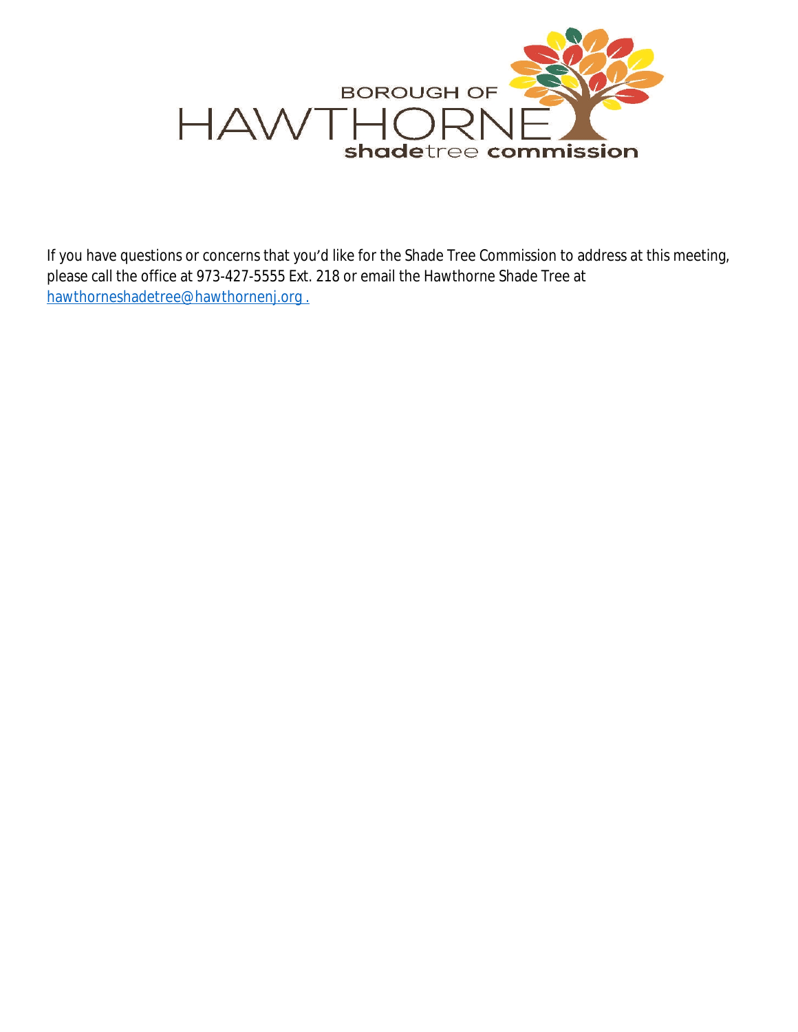BOROUGH OF

HAWTHORNE

shadetree commission

If you have questions or concerns that you'd like for the Shade Tree Commission to address at this meeting, please call the office at 973-427-5555 Ext. 218 or email the Hawthorne Shade Tree at hawthorneshadetree@hawthornenj.org .